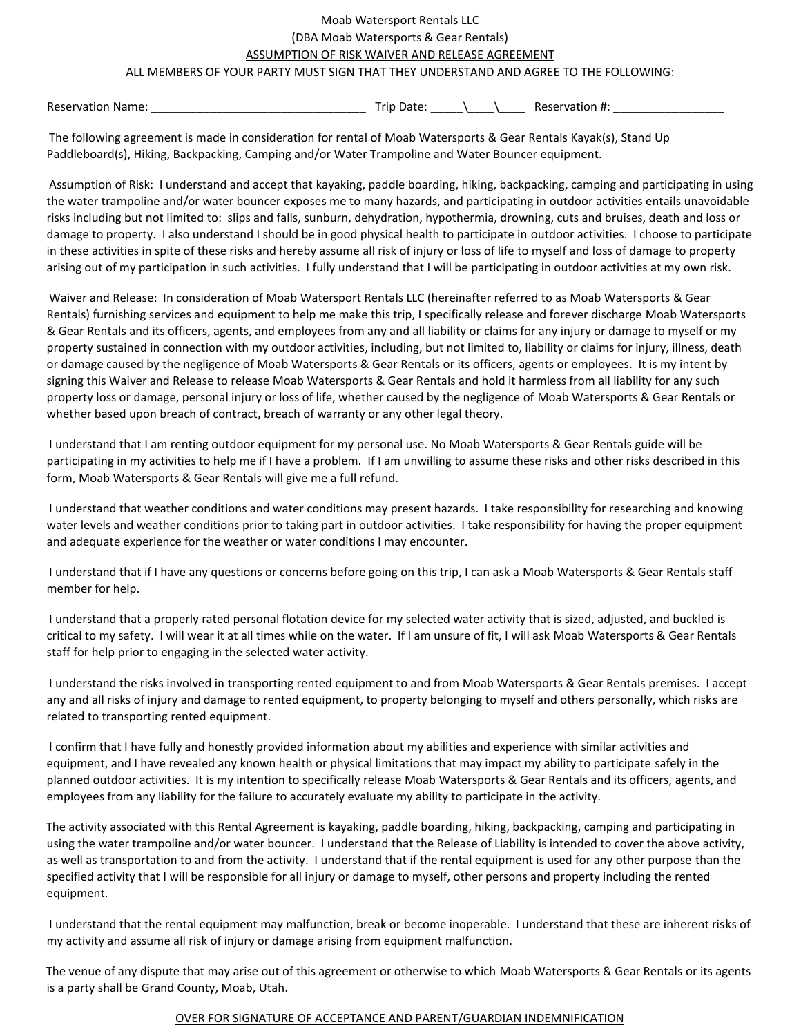Moab Watersport Rentals LLC

(DBA Moab Watersports & Gear Rentals)

ASSUMPTION OF RISK WAIVER AND RELEASE AGREEMENT

ALL MEMBERS OF YOUR PARTY MUST SIGN THAT THEY UNDERSTAND AND AGREE TO THE FOLLOWING:

Reservation Name: ________________________________ Trip Date: _____\\____\\____ Reservation #: _________________

The following agreement is made in consideration for rental of Moab Watersports & Gear Rentals Kayak(s), Stand Up Paddleboard(s), Hiking, Backpacking, Camping and/or Water Trampoline and Water Bouncer equipment.

Assumption of Risk: I understand and accept that kayaking, paddle boarding, hiking, backpacking, camping and participating in using the water trampoline and/or water bouncer exposes me to many hazards, and participating in outdoor activities entails unavoidable risks including but not limited to: slips and falls, sunburn, dehydration, hypothermia, drowning, cuts and bruises, death and loss or damage to property. I also understand I should be in good physical health to participate in outdoor activities. I choose to participate in these activities in spite of these risks and hereby assume all risk of injury or loss of life to myself and loss of damage to property arising out of my participation in such activities. I fully understand that I will be participating in outdoor activities at my own risk.

Waiver and Release: In consideration of Moab Watersport Rentals LLC (hereinafter referred to as Moab Watersports & Gear Rentals) furnishing services and equipment to help me make this trip, I specifically release and forever discharge Moab Watersports & Gear Rentals and its officers, agents, and employees from any and all liability or claims for any injury or damage to myself or my property sustained in connection with my outdoor activities, including, but not limited to, liability or claims for injury, illness, death or damage caused by the negligence of Moab Watersports & Gear Rentals or its officers, agents or employees. It is my intent by signing this Waiver and Release to release Moab Watersports & Gear Rentals and hold it harmless from all liability for any such property loss or damage, personal injury or loss of life, whether caused by the negligence of Moab Watersports & Gear Rentals or whether based upon breach of contract, breach of warranty or any other legal theory.

I understand that I am renting outdoor equipment for my personal use. No Moab Watersports & Gear Rentals guide will be participating in my activities to help me if I have a problem. If I am unwilling to assume these risks and other risks described in this form, Moab Watersports & Gear Rentals will give me a full refund.

I understand that weather conditions and water conditions may present hazards. I take responsibility for researching and knowing water levels and weather conditions prior to taking part in outdoor activities. I take responsibility for having the proper equipment and adequate experience for the weather or water conditions I may encounter.

I understand that if I have any questions or concerns before going on this trip, I can ask a Moab Watersports & Gear Rentals staff member for help.

I understand that a properly rated personal flotation device for my selected water activity that is sized, adjusted, and buckled is critical to my safety. I will wear it at all times while on the water. If I am unsure of fit, I will ask Moab Watersports & Gear Rentals staff for help prior to engaging in the selected water activity.

I understand the risks involved in transporting rented equipment to and from Moab Watersports & Gear Rentals premises. I accept any and all risks of injury and damage to rented equipment, to property belonging to myself and others personally, which risks are related to transporting rented equipment.

I confirm that I have fully and honestly provided information about my abilities and experience with similar activities and equipment, and I have revealed any known health or physical limitations that may impact my ability to participate safely in the planned outdoor activities. It is my intention to specifically release Moab Watersports & Gear Rentals and its officers, agents, and employees from any liability for the failure to accurately evaluate my ability to participate in the activity.

The activity associated with this Rental Agreement is kayaking, paddle boarding, hiking, backpacking, camping and participating in using the water trampoline and/or water bouncer. I understand that the Release of Liability is intended to cover the above activity, as well as transportation to and from the activity. I understand that if the rental equipment is used for any other purpose than the specified activity that I will be responsible for all injury or damage to myself, other persons and property including the rented equipment.

I understand that the rental equipment may malfunction, break or become inoperable. I understand that these are inherent risks of my activity and assume all risk of injury or damage arising from equipment malfunction.

The venue of any dispute that may arise out of this agreement or otherwise to which Moab Watersports & Gear Rentals or its agents is a party shall be Grand County, Moab, Utah.

OVER FOR SIGNATURE OF ACCEPTANCE AND PARENT/GUARDIAN INDEMNIFICATION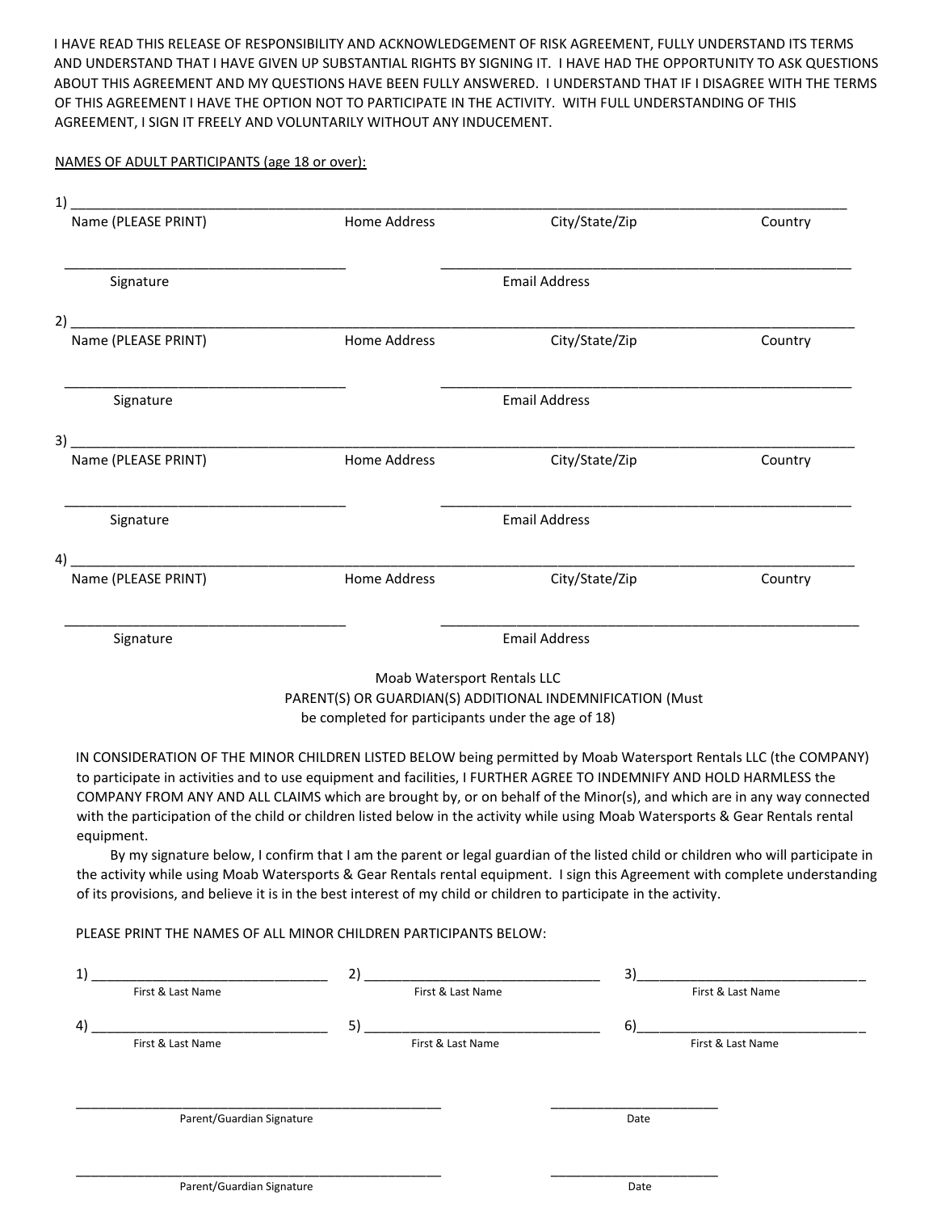I HAVE READ THIS RELEASE OF RESPONSIBILITY AND ACKNOWLEDGEMENT OF RISK AGREEMENT, FULLY UNDERSTAND ITS TERMS AND UNDERSTAND THAT I HAVE GIVEN UP SUBSTANTIAL RIGHTS BY SIGNING IT. I HAVE HAD THE OPPORTUNITY TO ASK QUESTIONS ABOUT THIS AGREEMENT AND MY QUESTIONS HAVE BEEN FULLY ANSWERED. I UNDERSTAND THAT IF I DISAGREE WITH THE TERMS OF THIS AGREEMENT I HAVE THE OPTION NOT TO PARTICIPATE IN THE ACTIVITY. WITH FULL UNDERSTANDING OF THIS AGREEMENT, I SIGN IT FREELY AND VOLUNTARILY WITHOUT ANY INDUCEMENT.

NAMES OF ADULT PARTICIPANTS (age 18 or over):

1) ____________________________________________________________________________________________

Name (PLEASE PRINT) Home Address City/State/Zip Country

____________________________________ ____________________________________________________

Signature Email Address

2) ____________________________________________________________________________________________

Name (PLEASE PRINT) Home Address City/State/Zip Country

____________________________________ ____________________________________________________

Signature Email Address

3) ____________________________________________________________________________________________

Name (PLEASE PRINT) Home Address City/State/Zip Country

____________________________________ ____________________________________________________

Signature Email Address

4) ____________________________________________________________________________________________

Name (PLEASE PRINT) Home Address City/State/Zip Country

____________________________________ ____________________________________________________

Signature Email Address

Moab Watersport Rentals LLC
PARENT(S) OR GUARDIAN(S) ADDITIONAL INDEMNIFICATION (Must be completed for participants under the age of 18)

IN CONSIDERATION OF THE MINOR CHILDREN LISTED BELOW being permitted by Moab Watersport Rentals LLC (the COMPANY) to participate in activities and to use equipment and facilities, I FURTHER AGREE TO INDEMNIFY AND HOLD HARMLESS the COMPANY FROM ANY AND ALL CLAIMS which are brought by, or on behalf of the Minor(s), and which are in any way connected with the participation of the child or children listed below in the activity while using Moab Watersports & Gear Rentals rental equipment.

By my signature below, I confirm that I am the parent or legal guardian of the listed child or children who will participate in the activity while using Moab Watersports & Gear Rentals rental equipment. I sign this Agreement with complete understanding of its provisions, and believe it is in the best interest of my child or children to participate in the activity.

PLEASE PRINT THE NAMES OF ALL MINOR CHILDREN PARTICIPANTS BELOW:

1) ______________________________ 2) ______________________________ 3)______________________________

First & Last Name First & Last Name First & Last Name

4) ______________________________ 5) ______________________________ 6)______________________________

First & Last Name First & Last Name First & Last Name

______________________________________________ ______________________

Parent/Guardian Signature Date

______________________________________________ ______________________

Parent/Guardian Signature Date